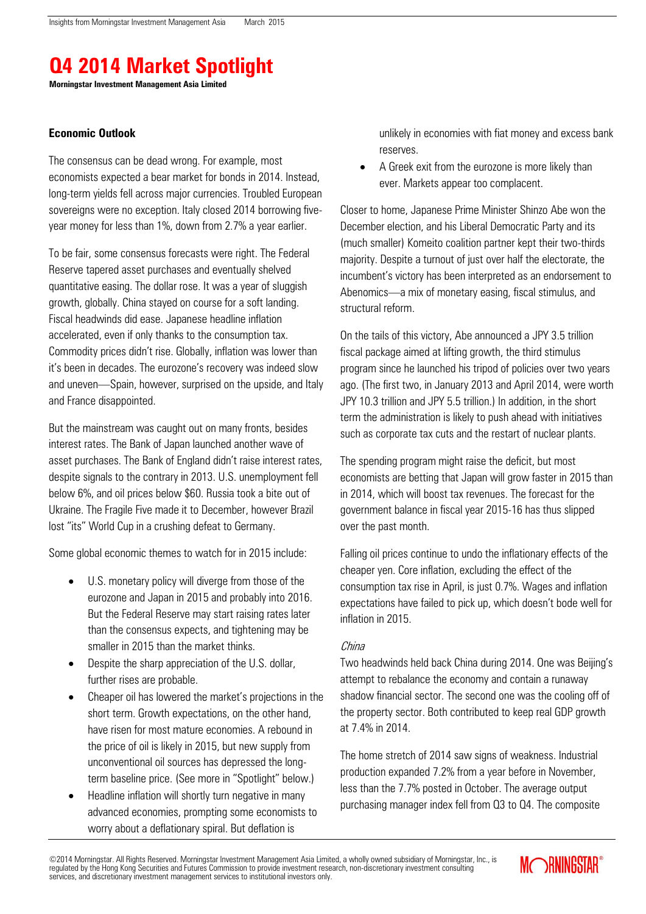# Q4 2014 Market Spotlight

**Morningstar Investment Management Asia Limited**

## Economic Outlook

The consensus can be dead wrong. For example, most economists expected a bear market for bonds in 2014. Instead, long-term yields fell across major currencies. Troubled European sovereigns were no exception. Italy closed 2014 borrowing five-year money for less than 1%, down from 2.7% a year earlier.

To be fair, some consensus forecasts were right. The Federal Reserve tapered asset purchases and eventually shelved quantitative easing. The dollar rose. It was a year of sluggish growth, globally. China stayed on course for a soft landing. Fiscal headwinds did ease. Japanese headline inflation accelerated, even if only thanks to the consumption tax. Commodity prices didn't rise. Globally, inflation was lower than it's been in decades. The eurozone's recovery was indeed slow and uneven—Spain, however, surprised on the upside, and Italy and France disappointed.

But the mainstream was caught out on many fronts, besides interest rates. The Bank of Japan launched another wave of asset purchases. The Bank of England didn't raise interest rates, despite signals to the contrary in 2013. U.S. unemployment fell below 6%, and oil prices below $60. Russia took a bite out of Ukraine. The Fragile Five made it to December, however Brazil lost "its" World Cup in a crushing defeat to Germany.

Some global economic themes to watch for in 2015 include:

- U.S. monetary policy will diverge from those of the eurozone and Japan in 2015 and probably into 2016. But the Federal Reserve may start raising rates later than the consensus expects, and tightening may be smaller in 2015 than the market thinks.
- Despite the sharp appreciation of the U.S. dollar, further rises are probable.
- Cheaper oil has lowered the market's projections in the short term. Growth expectations, on the other hand, have risen for most mature economies. A rebound in the price of oil is likely in 2015, but new supply from unconventional oil sources has depressed the long-term baseline price. (See more in "Spotlight" below.)
- Headline inflation will shortly turn negative in many advanced economies, prompting some economists to worry about a deflationary spiral. But deflation is unlikely in economies with fiat money and excess bank reserves.
- A Greek exit from the eurozone is more likely than ever. Markets appear too complacent.

Closer to home, Japanese Prime Minister Shinzo Abe won the December election, and his Liberal Democratic Party and its (much smaller) Komeito coalition partner kept their two-thirds majority. Despite a turnout of just over half the electorate, the incumbent's victory has been interpreted as an endorsement to Abenomics—a mix of monetary easing, fiscal stimulus, and structural reform.

On the tails of this victory, Abe announced a JPY 3.5 trillion fiscal package aimed at lifting growth, the third stimulus program since he launched his tripod of policies over two years ago. (The first two, in January 2013 and April 2014, were worth JPY 10.3 trillion and JPY 5.5 trillion.) In addition, in the short term the administration is likely to push ahead with initiatives such as corporate tax cuts and the restart of nuclear plants.

The spending program might raise the deficit, but most economists are betting that Japan will grow faster in 2015 than in 2014, which will boost tax revenues. The forecast for the government balance in fiscal year 2015-16 has thus slipped over the past month.

Falling oil prices continue to undo the inflationary effects of the cheaper yen. Core inflation, excluding the effect of the consumption tax rise in April, is just 0.7%. Wages and inflation expectations have failed to pick up, which doesn't bode well for inflation in 2015.

### *China*

Two headwinds held back China during 2014. One was Beijing's attempt to rebalance the economy and contain a runaway shadow financial sector. The second one was the cooling off of the property sector. Both contributed to keep real GDP growth at 7.4% in 2014.

The home stretch of 2014 saw signs of weakness. Industrial production expanded 7.2% from a year before in November, less than the 7.7% posted in October. The average output purchasing manager index fell from Q3 to Q4. The composite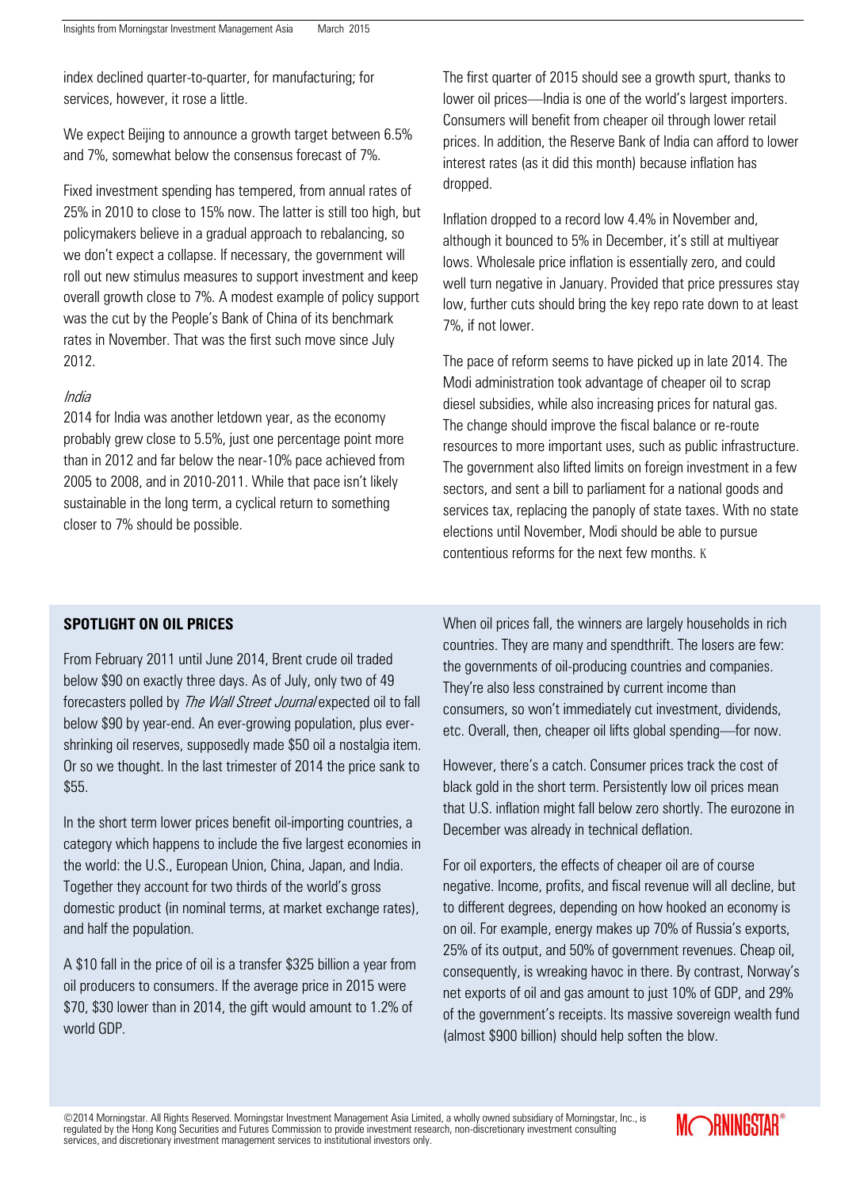index declined quarter-to-quarter, for manufacturing; for services, however, it rose a little.

We expect Beijing to announce a growth target between 6.5% and 7%, somewhat below the consensus forecast of 7%.

Fixed investment spending has tempered, from annual rates of 25% in 2010 to close to 15% now. The latter is still too high, but policymakers believe in a gradual approach to rebalancing, so we don't expect a collapse. If necessary, the government will roll out new stimulus measures to support investment and keep overall growth close to 7%. A modest example of policy support was the cut by the People's Bank of China of its benchmark rates in November. That was the first such move since July 2012.

*India*

2014 for India was another letdown year, as the economy probably grew close to 5.5%, just one percentage point more than in 2012 and far below the near-10% pace achieved from 2005 to 2008, and in 2010-2011. While that pace isn't likely sustainable in the long term, a cyclical return to something closer to 7% should be possible.

The first quarter of 2015 should see a growth spurt, thanks to lower oil prices—India is one of the world's largest importers. Consumers will benefit from cheaper oil through lower retail prices. In addition, the Reserve Bank of India can afford to lower interest rates (as it did this month) because inflation has dropped.

Inflation dropped to a record low 4.4% in November and, although it bounced to 5% in December, it's still at multiyear lows. Wholesale price inflation is essentially zero, and could well turn negative in January. Provided that price pressures stay low, further cuts should bring the key repo rate down to at least 7%, if not lower.

The pace of reform seems to have picked up in late 2014. The Modi administration took advantage of cheaper oil to scrap diesel subsidies, while also increasing prices for natural gas. The change should improve the fiscal balance or re-route resources to more important uses, such as public infrastructure. The government also lifted limits on foreign investment in a few sectors, and sent a bill to parliament for a national goods and services tax, replacing the panoply of state taxes. With no state elections until November, Modi should be able to pursue contentious reforms for the next few months. K

## SPOTLIGHT ON OIL PRICES

From February 2011 until June 2014, Brent crude oil traded below $90 on exactly three days. As of July, only two of 49 forecasters polled by *The Wall Street Journal* expected oil to fall below $90 by year-end. An ever-growing population, plus ever-shrinking oil reserves, supposedly made $50 oil a nostalgia item. Or so we thought. In the last trimester of 2014 the price sank to $55.

In the short term lower prices benefit oil-importing countries, a category which happens to include the five largest economies in the world: the U.S., European Union, China, Japan, and India. Together they account for two thirds of the world's gross domestic product (in nominal terms, at market exchange rates), and half the population.

A $10 fall in the price of oil is a transfer $325 billion a year from oil producers to consumers. If the average price in 2015 were $70, $30 lower than in 2014, the gift would amount to 1.2% of world GDP.

When oil prices fall, the winners are largely households in rich countries. They are many and spendthrift. The losers are few: the governments of oil-producing countries and companies. They're also less constrained by current income than consumers, so won't immediately cut investment, dividends, etc. Overall, then, cheaper oil lifts global spending—for now.

However, there's a catch. Consumer prices track the cost of black gold in the short term. Persistently low oil prices mean that U.S. inflation might fall below zero shortly. The eurozone in December was already in technical deflation.

For oil exporters, the effects of cheaper oil are of course negative. Income, profits, and fiscal revenue will all decline, but to different degrees, depending on how hooked an economy is on oil. For example, energy makes up 70% of Russia's exports, 25% of its output, and 50% of government revenues. Cheap oil, consequently, is wreaking havoc in there. By contrast, Norway's net exports of oil and gas amount to just 10% of GDP, and 29% of the government's receipts. Its massive sovereign wealth fund (almost $900 billion) should help soften the blow.

©2014 Morningstar. All Rights Reserved. Morningstar Investment Management Asia Limited, a wholly owned subsidiary of Morningstar, Inc., is regulated by the Hong Kong Securities and Futures Commission to provide investment research, non-discretionary investment consulting services, and discretionary investment management services to institutional investors only.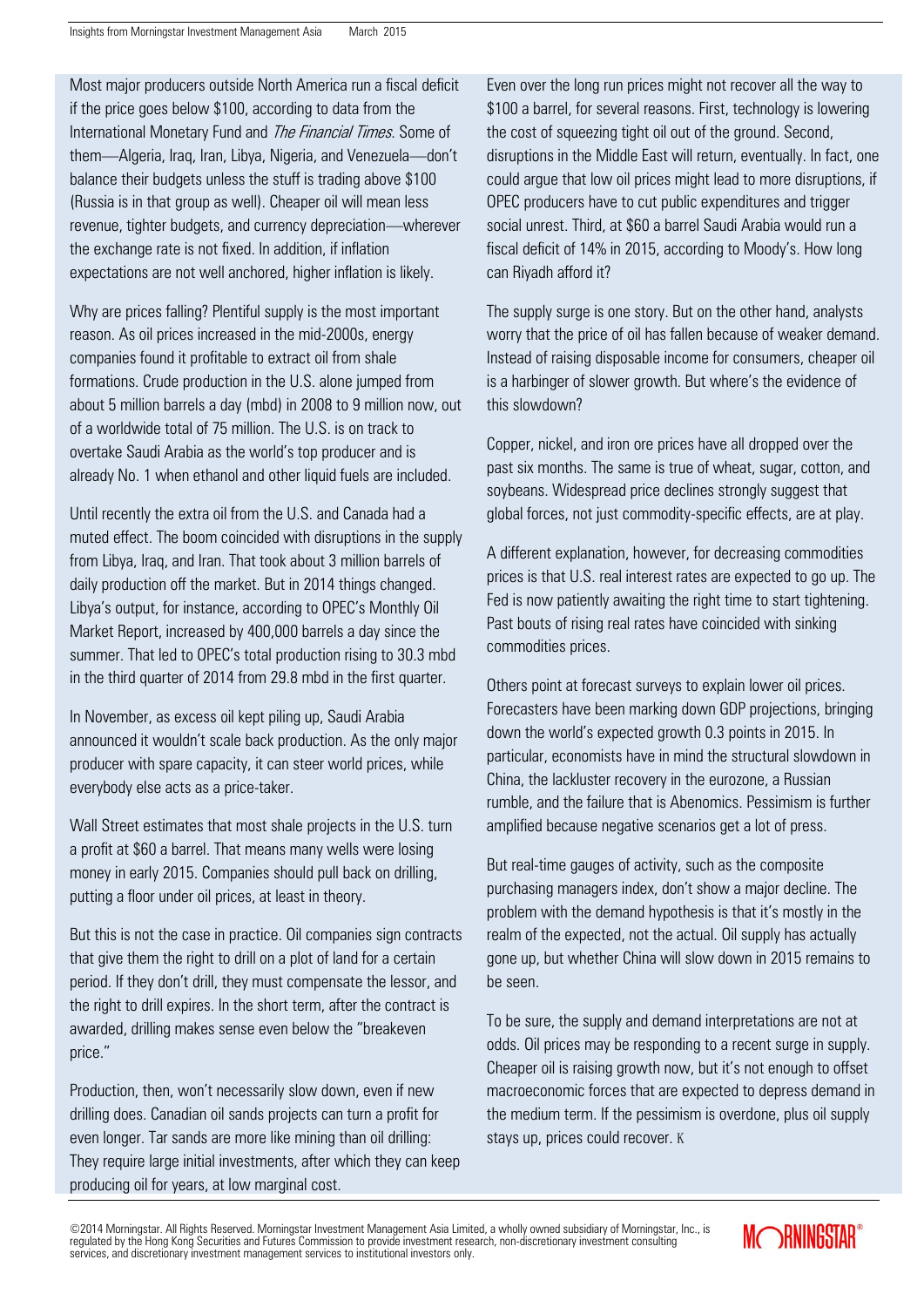Most major producers outside North America run a fiscal deficit if the price goes below $100, according to data from the International Monetary Fund and *The Financial Times*. Some of them—Algeria, Iraq, Iran, Libya, Nigeria, and Venezuela—don't balance their budgets unless the stuff is trading above $100 (Russia is in that group as well). Cheaper oil will mean less revenue, tighter budgets, and currency depreciation—wherever the exchange rate is not fixed. In addition, if inflation expectations are not well anchored, higher inflation is likely.

Why are prices falling? Plentiful supply is the most important reason. As oil prices increased in the mid-2000s, energy companies found it profitable to extract oil from shale formations. Crude production in the U.S. alone jumped from about 5 million barrels a day (mbd) in 2008 to 9 million now, out of a worldwide total of 75 million. The U.S. is on track to overtake Saudi Arabia as the world's top producer and is already No. 1 when ethanol and other liquid fuels are included.

Until recently the extra oil from the U.S. and Canada had a muted effect. The boom coincided with disruptions in the supply from Libya, Iraq, and Iran. That took about 3 million barrels of daily production off the market. But in 2014 things changed. Libya's output, for instance, according to OPEC's Monthly Oil Market Report, increased by 400,000 barrels a day since the summer. That led to OPEC's total production rising to 30.3 mbd in the third quarter of 2014 from 29.8 mbd in the first quarter.

In November, as excess oil kept piling up, Saudi Arabia announced it wouldn't scale back production. As the only major producer with spare capacity, it can steer world prices, while everybody else acts as a price-taker.

Wall Street estimates that most shale projects in the U.S. turn a profit at $60 a barrel. That means many wells were losing money in early 2015. Companies should pull back on drilling, putting a floor under oil prices, at least in theory.

But this is not the case in practice. Oil companies sign contracts that give them the right to drill on a plot of land for a certain period. If they don't drill, they must compensate the lessor, and the right to drill expires. In the short term, after the contract is awarded, drilling makes sense even below the "breakeven price."

Production, then, won't necessarily slow down, even if new drilling does. Canadian oil sands projects can turn a profit for even longer. Tar sands are more like mining than oil drilling: They require large initial investments, after which they can keep producing oil for years, at low marginal cost.

Even over the long run prices might not recover all the way to $100 a barrel, for several reasons. First, technology is lowering the cost of squeezing tight oil out of the ground. Second, disruptions in the Middle East will return, eventually. In fact, one could argue that low oil prices might lead to more disruptions, if OPEC producers have to cut public expenditures and trigger social unrest. Third, at $60 a barrel Saudi Arabia would run a fiscal deficit of 14% in 2015, according to Moody's. How long can Riyadh afford it?

The supply surge is one story. But on the other hand, analysts worry that the price of oil has fallen because of weaker demand. Instead of raising disposable income for consumers, cheaper oil is a harbinger of slower growth. But where's the evidence of this slowdown?

Copper, nickel, and iron ore prices have all dropped over the past six months. The same is true of wheat, sugar, cotton, and soybeans. Widespread price declines strongly suggest that global forces, not just commodity-specific effects, are at play.

A different explanation, however, for decreasing commodities prices is that U.S. real interest rates are expected to go up. The Fed is now patiently awaiting the right time to start tightening. Past bouts of rising real rates have coincided with sinking commodities prices.

Others point at forecast surveys to explain lower oil prices. Forecasters have been marking down GDP projections, bringing down the world's expected growth 0.3 points in 2015. In particular, economists have in mind the structural slowdown in China, the lackluster recovery in the eurozone, a Russian rumble, and the failure that is Abenomics. Pessimism is further amplified because negative scenarios get a lot of press.

But real-time gauges of activity, such as the composite purchasing managers index, don't show a major decline. The problem with the demand hypothesis is that it's mostly in the realm of the expected, not the actual. Oil supply has actually gone up, but whether China will slow down in 2015 remains to be seen.

To be sure, the supply and demand interpretations are not at odds. Oil prices may be responding to a recent surge in supply. Cheaper oil is raising growth now, but it's not enough to offset macroeconomic forces that are expected to depress demand in the medium term. If the pessimism is overdone, plus oil supply stays up, prices could recover. K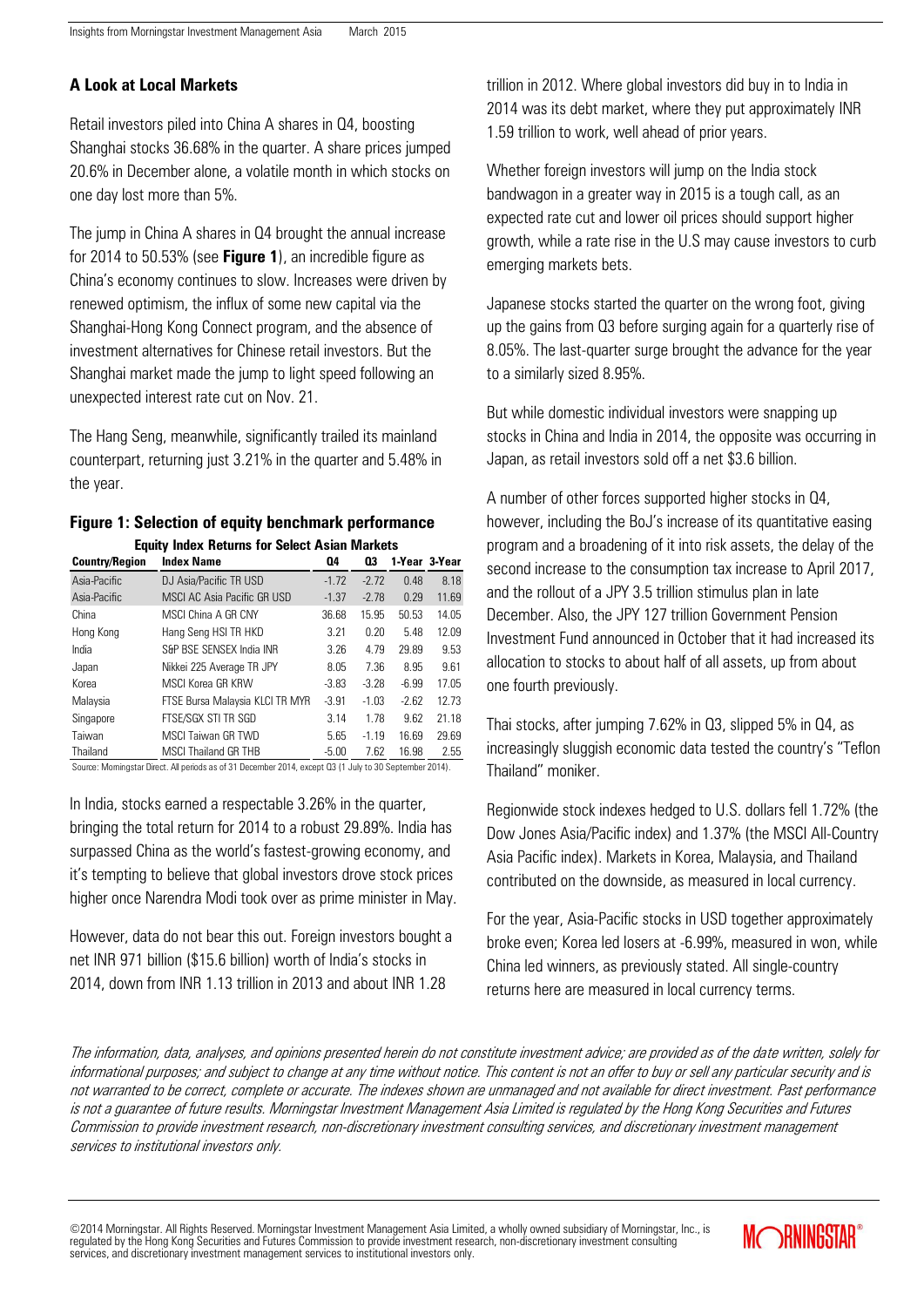## A Look at Local Markets

Retail investors piled into China A shares in Q4, boosting Shanghai stocks 36.68% in the quarter. A share prices jumped 20.6% in December alone, a volatile month in which stocks on one day lost more than 5%.

The jump in China A shares in Q4 brought the annual increase for 2014 to 50.53% (see **Figure 1**), an incredible figure as China's economy continues to slow. Increases were driven by renewed optimism, the influx of some new capital via the Shanghai-Hong Kong Connect program, and the absence of investment alternatives for Chinese retail investors. But the Shanghai market made the jump to light speed following an unexpected interest rate cut on Nov. 21.

The Hang Seng, meanwhile, significantly trailed its mainland counterpart, returning just 3.21% in the quarter and 5.48% in the year.

**Figure 1: Selection of equity benchmark performance**

**Equity Index Returns for Select Asian Markets**

| Country/Region | Index Name | Q4 | Q3 | 1-Year | 3-Year |
|---|---|---|---|---|---|
| Asia-Pacific | DJ Asia/Pacific TR USD | -1.72 | -2.72 | 0.48 | 8.18 |
| Asia-Pacific | MSCI AC Asia Pacific GR USD | -1.37 | -2.78 | 0.29 | 11.69 |
| China | MSCI China A GR CNY | 36.68 | 15.95 | 50.53 | 14.05 |
| Hong Kong | Hang Seng HSI TR HKD | 3.21 | 0.20 | 5.48 | 12.09 |
| India | S&P BSE SENSEX India INR | 3.26 | 4.79 | 29.89 | 9.53 |
| Japan | Nikkei 225 Average TR JPY | 8.05 | 7.36 | 8.95 | 9.61 |
| Korea | MSCI Korea GR KRW | -3.83 | -3.28 | -6.99 | 17.05 |
| Malaysia | FTSE Bursa Malaysia KLCI TR MYR | -3.91 | -1.03 | -2.62 | 12.73 |
| Singapore | FTSE/SGX STI TR SGD | 3.14 | 1.78 | 9.62 | 21.18 |
| Taiwan | MSCI Taiwan GR TWD | 5.65 | -1.19 | 16.69 | 29.69 |
| Thailand | MSCI Thailand GR THB | -5.00 | 7.62 | 16.98 | 2.55 |

Source: Morningstar Direct. All periods as of 31 December 2014, except Q3 (1 July to 30 September 2014).

In India, stocks earned a respectable 3.26% in the quarter, bringing the total return for 2014 to a robust 29.89%. India has surpassed China as the world's fastest-growing economy, and it's tempting to believe that global investors drove stock prices higher once Narendra Modi took over as prime minister in May.

However, data do not bear this out. Foreign investors bought a net INR 971 billion ($15.6 billion) worth of India's stocks in 2014, down from INR 1.13 trillion in 2013 and about INR 1.28 trillion in 2012. Where global investors did buy in to India in 2014 was its debt market, where they put approximately INR 1.59 trillion to work, well ahead of prior years.

Whether foreign investors will jump on the India stock bandwagon in a greater way in 2015 is a tough call, as an expected rate cut and lower oil prices should support higher growth, while a rate rise in the U.S may cause investors to curb emerging markets bets.

Japanese stocks started the quarter on the wrong foot, giving up the gains from Q3 before surging again for a quarterly rise of 8.05%. The last-quarter surge brought the advance for the year to a similarly sized 8.95%.

But while domestic individual investors were snapping up stocks in China and India in 2014, the opposite was occurring in Japan, as retail investors sold off a net $3.6 billion.

A number of other forces supported higher stocks in Q4, however, including the BoJ's increase of its quantitative easing program and a broadening of it into risk assets, the delay of the second increase to the consumption tax increase to April 2017, and the rollout of a JPY 3.5 trillion stimulus plan in late December. Also, the JPY 127 trillion Government Pension Investment Fund announced in October that it had increased its allocation to stocks to about half of all assets, up from about one fourth previously.

Thai stocks, after jumping 7.62% in Q3, slipped 5% in Q4, as increasingly sluggish economic data tested the country's "Teflon Thailand" moniker.

Regionwide stock indexes hedged to U.S. dollars fell 1.72% (the Dow Jones Asia/Pacific index) and 1.37% (the MSCI All-Country Asia Pacific index). Markets in Korea, Malaysia, and Thailand contributed on the downside, as measured in local currency.

For the year, Asia-Pacific stocks in USD together approximately broke even; Korea led losers at -6.99%, measured in won, while China led winners, as previously stated. All single-country returns here are measured in local currency terms.

*The information, data, analyses, and opinions presented herein do not constitute investment advice; are provided as of the date written, solely for informational purposes; and subject to change at any time without notice. This content is not an offer to buy or sell any particular security and is not warranted to be correct, complete or accurate. The indexes shown are unmanaged and not available for direct investment. Past performance is not a guarantee of future results. Morningstar Investment Management Asia Limited is regulated by the Hong Kong Securities and Futures Commission to provide investment research, non-discretionary investment consulting services, and discretionary investment management services to institutional investors only.*

©2014 Morningstar. All Rights Reserved. Morningstar Investment Management Asia Limited, a wholly owned subsidiary of Morningstar, Inc., is regulated by the Hong Kong Securities and Futures Commission to provide investment research, non-discretionary investment consulting services, and discretionary investment management services to institutional investors only.